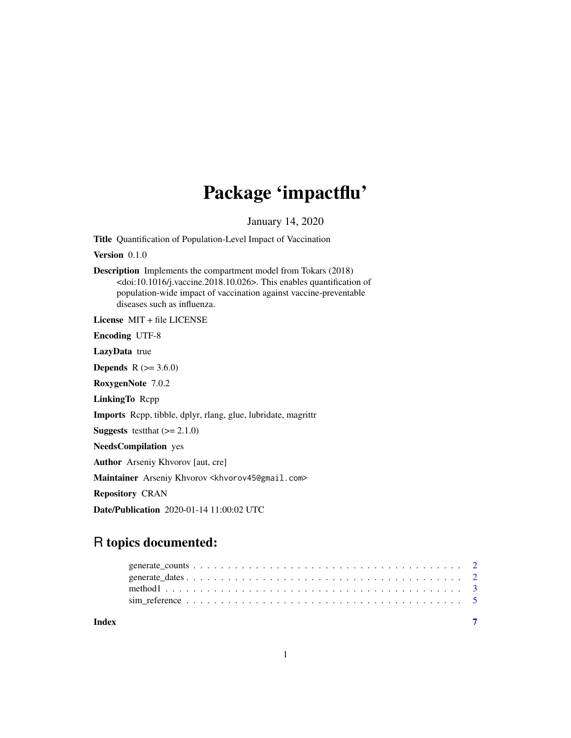# Package 'impactflu'

January 14, 2020

**Title** Quantification of Population-Level Impact of Vaccination

**Version** 0.1.0

**Description** Implements the compartment model from Tokars (2018) <doi:10.1016/j.vaccine.2018.10.026>. This enables quantification of population-wide impact of vaccination against vaccine-preventable diseases such as influenza.

**License** MIT + file LICENSE

**Encoding** UTF-8

**LazyData** true

**Depends** R (>= 3.6.0)

**RoxygenNote** 7.0.2

**LinkingTo** Rcpp

**Imports** Rcpp, tibble, dplyr, rlang, glue, lubridate, magrittr

**Suggests** testthat (>= 2.1.0)

**NeedsCompilation** yes

**Author** Arseniy Khvorov [aut, cre]

**Maintainer** Arseniy Khvorov <khvorov45@gmail.com>

**Repository** CRAN

**Date/Publication** 2020-01-14 11:00:02 UTC

## R topics documented:

- generate_counts . . . . . . . . . . . . . . . . . . . . . . . . . . . . . . . . . . . . . . . . 2
- generate_dates . . . . . . . . . . . . . . . . . . . . . . . . . . . . . . . . . . . . . . . . . 2
- method1 . . . . . . . . . . . . . . . . . . . . . . . . . . . . . . . . . . . . . . . . . . . . . 3
- sim_reference . . . . . . . . . . . . . . . . . . . . . . . . . . . . . . . . . . . . . . . . . . 5

**Index** 7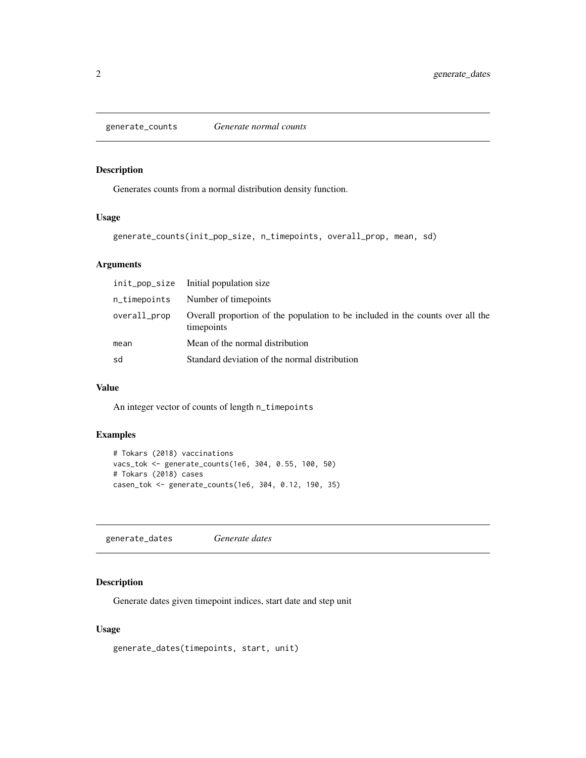## generate_counts *Generate normal counts*

### Description

Generates counts from a normal distribution density function.

### Usage

```
generate_counts(init_pop_size, n_timepoints, overall_prop, mean, sd)
```

### Arguments

| | |
|---|---|
| init_pop_size | Initial population size |
| n_timepoints | Number of timepoints |
| overall_prop | Overall proportion of the population to be included in the counts over all the timepoints |
| mean | Mean of the normal distribution |
| sd | Standard deviation of the normal distribution |

### Value

An integer vector of counts of length `n_timepoints`

### Examples

```
# Tokars (2018) vaccinations
vacs_tok <- generate_counts(1e6, 304, 0.55, 100, 50)
# Tokars (2018) cases
casen_tok <- generate_counts(1e6, 304, 0.12, 190, 35)
```

## generate_dates *Generate dates*

### Description

Generate dates given timepoint indices, start date and step unit

### Usage

```
generate_dates(timepoints, start, unit)
```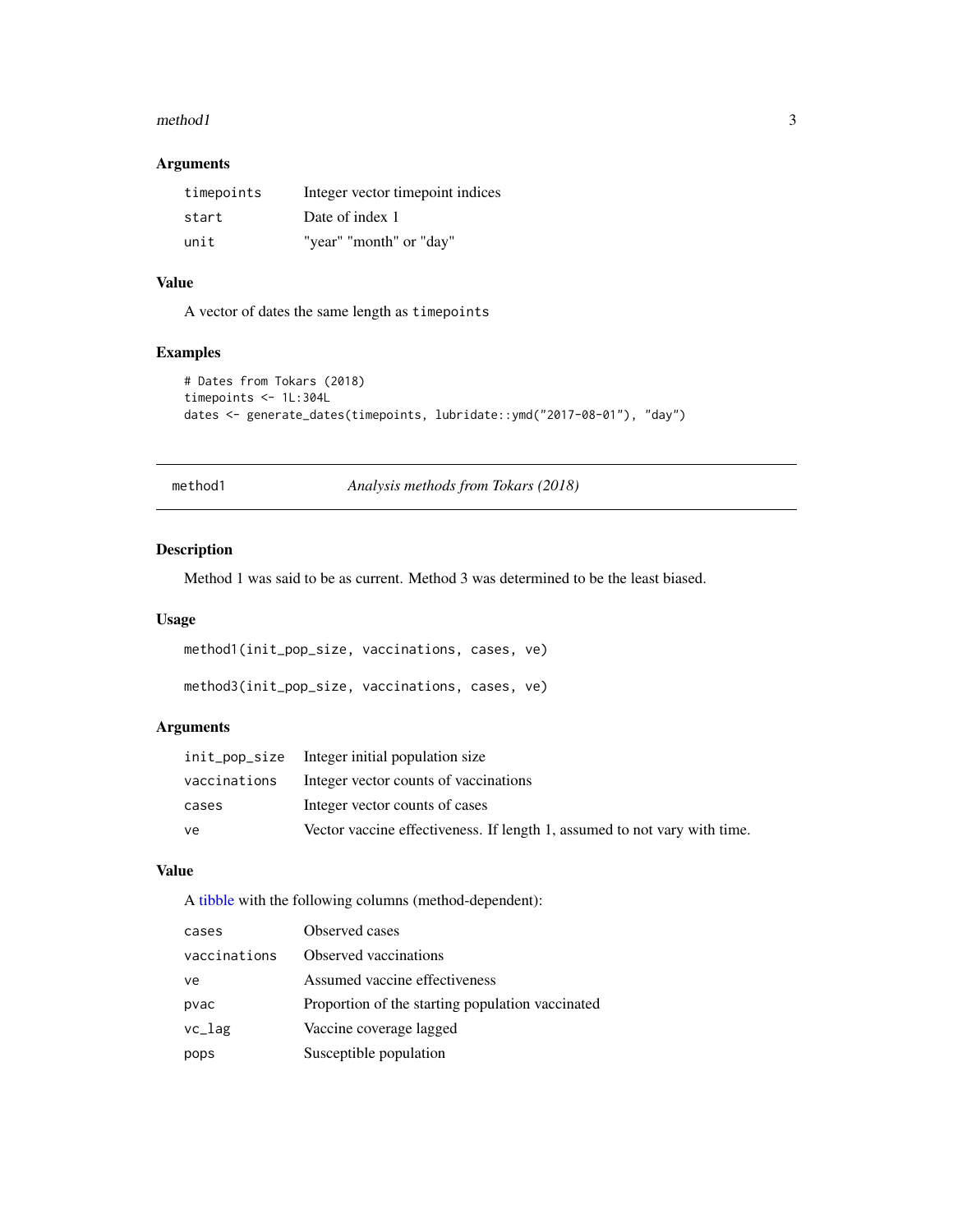### Arguments

| | |
|---|---|
| `timepoints` | Integer vector timepoint indices |
| `start` | Date of index 1 |
| `unit` | "year" "month" or "day" |

### Value

A vector of dates the same length as `timepoints`

### Examples

```
# Dates from Tokars (2018)
timepoints <- 1L:304L
dates <- generate_dates(timepoints, lubridate::ymd("2017-08-01"), "day")
```

---

## method1 — *Analysis methods from Tokars (2018)*

### Description

Method 1 was said to be as current. Method 3 was determined to be the least biased.

### Usage

```
method1(init_pop_size, vaccinations, cases, ve)

method3(init_pop_size, vaccinations, cases, ve)
```

### Arguments

| | |
|---|---|
| `init_pop_size` | Integer initial population size |
| `vaccinations` | Integer vector counts of vaccinations |
| `cases` | Integer vector counts of cases |
| `ve` | Vector vaccine effectiveness. If length 1, assumed to not vary with time. |

### Value

A tibble with the following columns (method-dependent):

| | |
|---|---|
| `cases` | Observed cases |
| `vaccinations` | Observed vaccinations |
| `ve` | Assumed vaccine effectiveness |
| `pvac` | Proportion of the starting population vaccinated |
| `vc_lag` | Vaccine coverage lagged |
| `pops` | Susceptible population |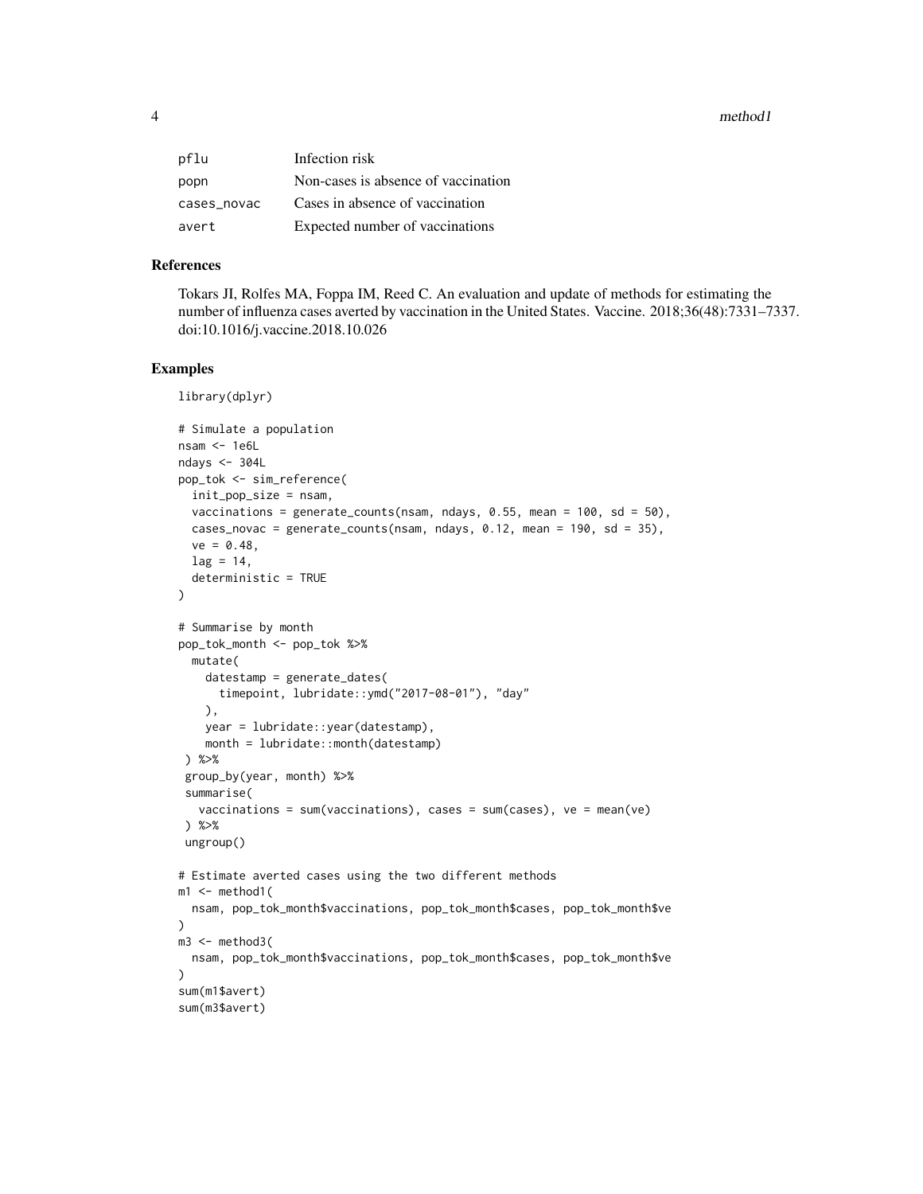| | |
|---|---|
| pflu | Infection risk |
| popn | Non-cases is absence of vaccination |
| cases_novac | Cases in absence of vaccination |
| avert | Expected number of vaccinations |

## References

Tokars JI, Rolfes MA, Foppa IM, Reed C. An evaluation and update of methods for estimating the number of influenza cases averted by vaccination in the United States. Vaccine. 2018;36(48):7331–7337. doi:10.1016/j.vaccine.2018.10.026

## Examples

```
library(dplyr)

# Simulate a population
nsam <- 1e6L
ndays <- 304L
pop_tok <- sim_reference(
  init_pop_size = nsam,
  vaccinations = generate_counts(nsam, ndays, 0.55, mean = 100, sd = 50),
  cases_novac = generate_counts(nsam, ndays, 0.12, mean = 190, sd = 35),
  ve = 0.48,
  lag = 14,
  deterministic = TRUE
)

# Summarise by month
pop_tok_month <- pop_tok %>%
  mutate(
    datestamp = generate_dates(
      timepoint, lubridate::ymd("2017-08-01"), "day"
    ),
    year = lubridate::year(datestamp),
    month = lubridate::month(datestamp)
 ) %>%
 group_by(year, month) %>%
 summarise(
   vaccinations = sum(vaccinations), cases = sum(cases), ve = mean(ve)
 ) %>%
 ungroup()

# Estimate averted cases using the two different methods
m1 <- method1(
  nsam, pop_tok_month$vaccinations, pop_tok_month$cases, pop_tok_month$ve
)
m3 <- method3(
  nsam, pop_tok_month$vaccinations, pop_tok_month$cases, pop_tok_month$ve
)
sum(m1$avert)
sum(m3$avert)
```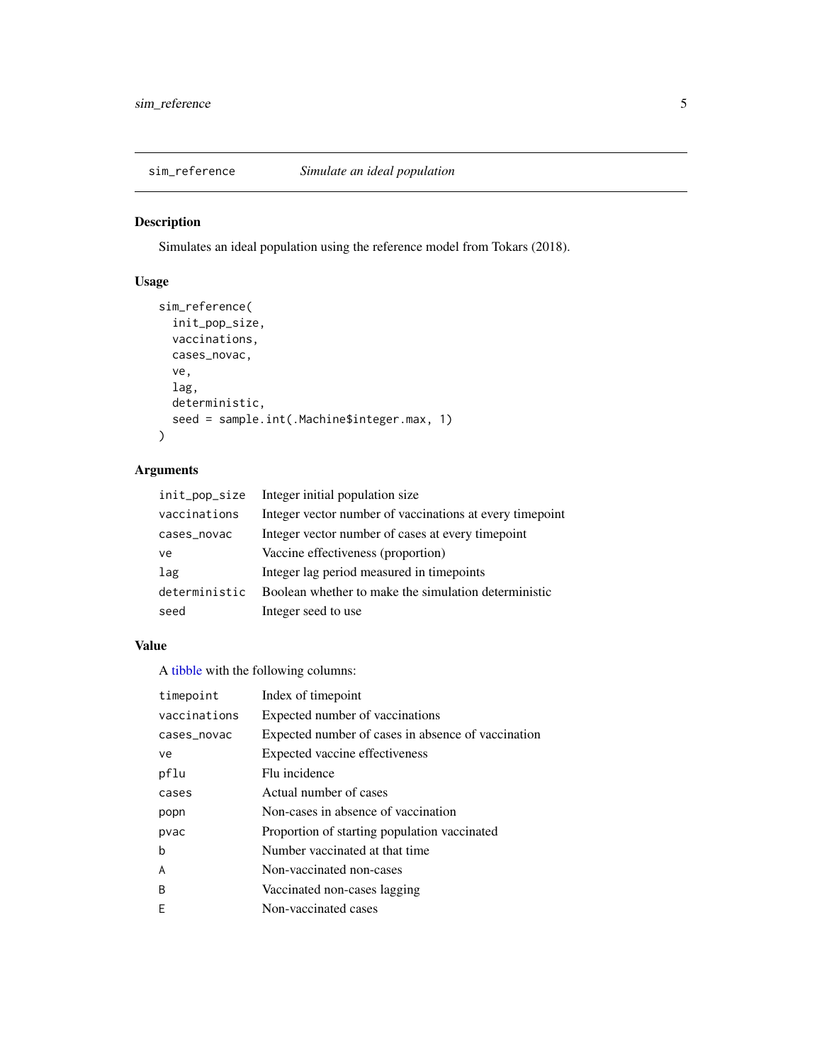## sim_reference — *Simulate an ideal population*

### Description

Simulates an ideal population using the reference model from Tokars (2018).

### Usage

```
sim_reference(
  init_pop_size,
  vaccinations,
  cases_novac,
  ve,
  lag,
  deterministic,
  seed = sample.int(.Machine$integer.max, 1)
)
```

### Arguments

| | |
|---|---|
| init_pop_size | Integer initial population size |
| vaccinations | Integer vector number of vaccinations at every timepoint |
| cases_novac | Integer vector number of cases at every timepoint |
| ve | Vaccine effectiveness (proportion) |
| lag | Integer lag period measured in timepoints |
| deterministic | Boolean whether to make the simulation deterministic |
| seed | Integer seed to use |

### Value

A tibble with the following columns:

| | |
|---|---|
| timepoint | Index of timepoint |
| vaccinations | Expected number of vaccinations |
| cases_novac | Expected number of cases in absence of vaccination |
| ve | Expected vaccine effectiveness |
| pflu | Flu incidence |
| cases | Actual number of cases |
| popn | Non-cases in absence of vaccination |
| pvac | Proportion of starting population vaccinated |
| b | Number vaccinated at that time |
| A | Non-vaccinated non-cases |
| B | Vaccinated non-cases lagging |
| E | Non-vaccinated cases |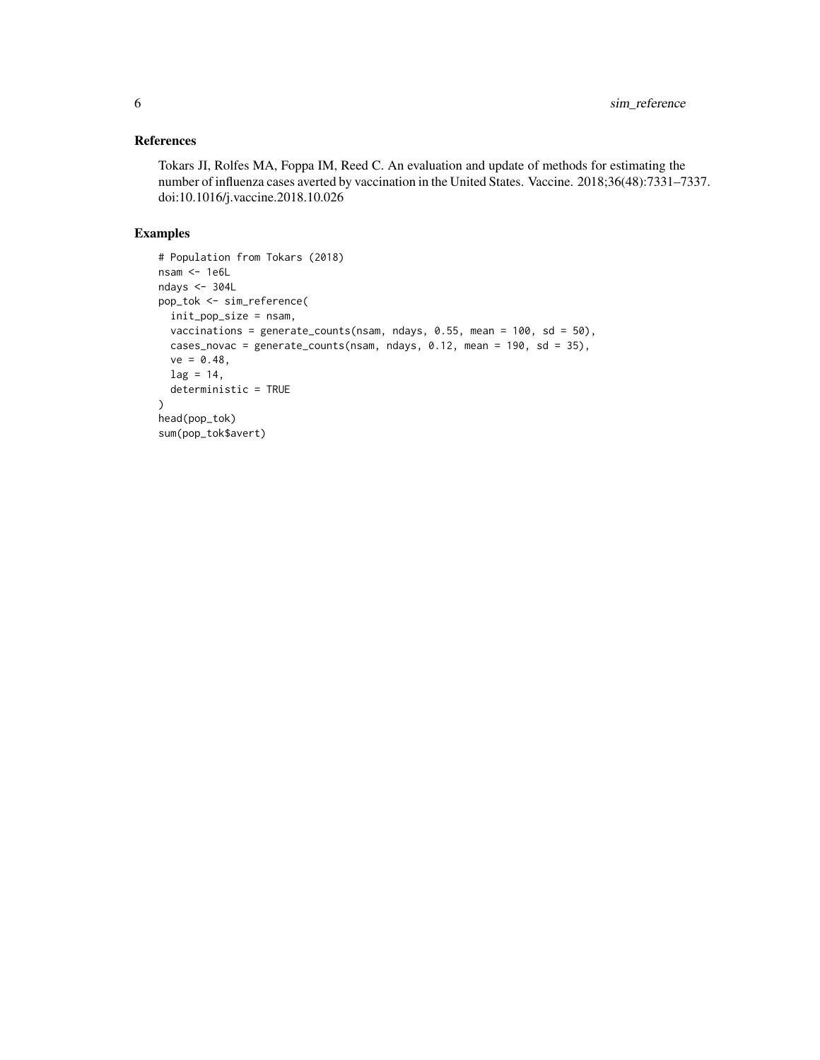## References

Tokars JI, Rolfes MA, Foppa IM, Reed C. An evaluation and update of methods for estimating the number of influenza cases averted by vaccination in the United States. Vaccine. 2018;36(48):7331–7337. doi:10.1016/j.vaccine.2018.10.026

## Examples

```
# Population from Tokars (2018)
nsam <- 1e6L
ndays <- 304L
pop_tok <- sim_reference(
  init_pop_size = nsam,
  vaccinations = generate_counts(nsam, ndays, 0.55, mean = 100, sd = 50),
  cases_novac = generate_counts(nsam, ndays, 0.12, mean = 190, sd = 35),
  ve = 0.48,
  lag = 14,
  deterministic = TRUE
)
head(pop_tok)
sum(pop_tok$avert)
```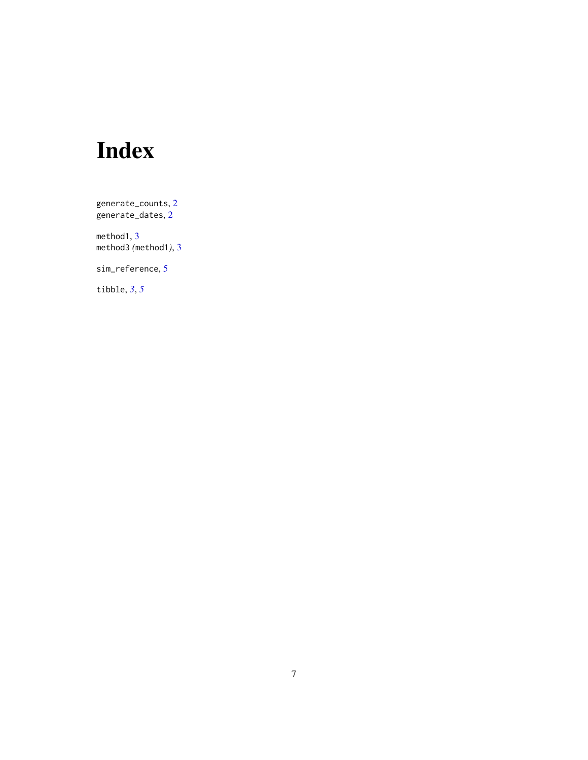# Index

generate_counts, 2
generate_dates, 2

method1, 3
method3 (method1), 3

sim_reference, 5

tibble, *3*, *5*